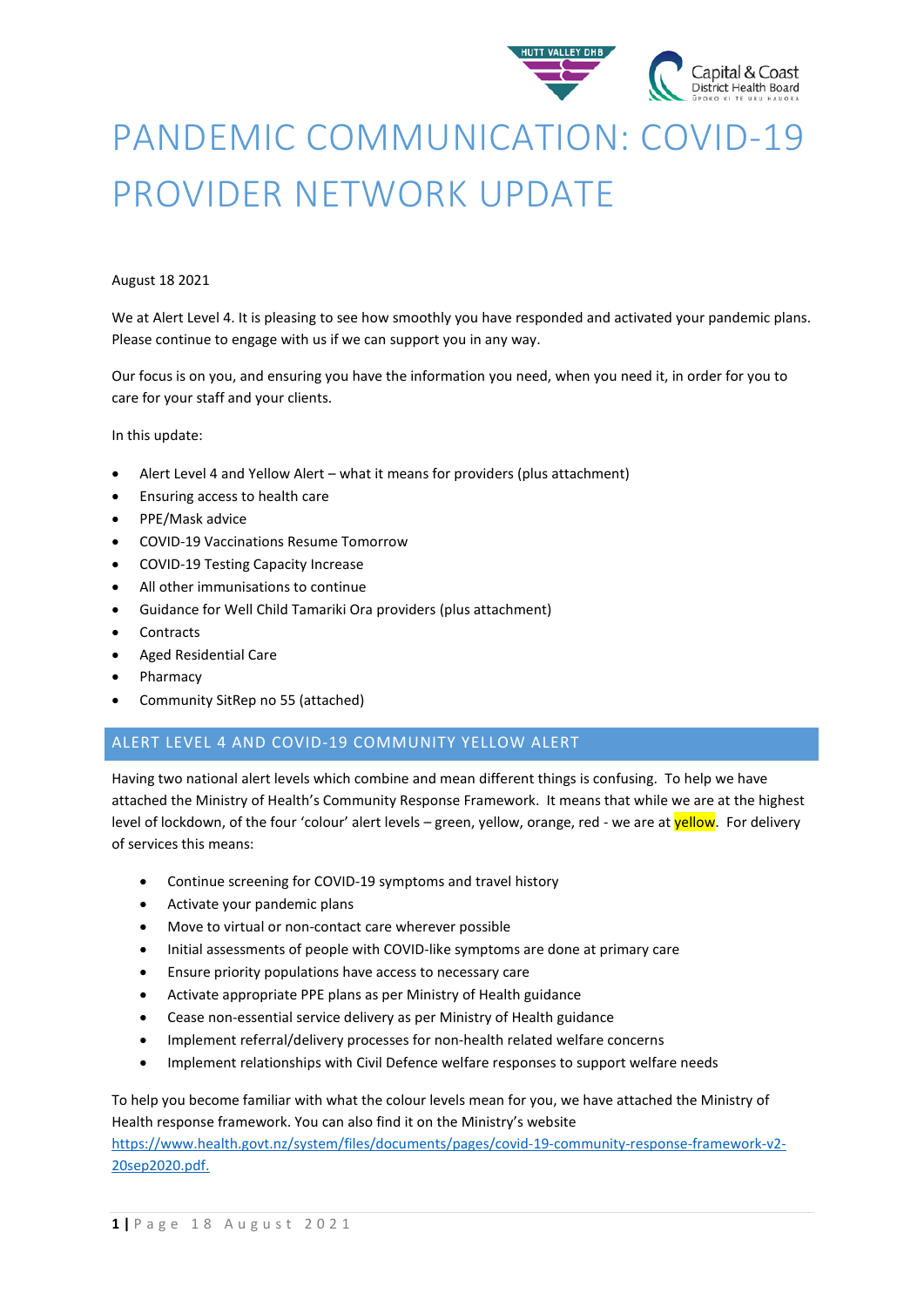# PANDEMIC COMMUNICATION: COVID-19 PROVIDER NETWORK UPDATE

August 18 2021

We at Alert Level 4. It is pleasing to see how smoothly you have responded and activated your pandemic plans. Please continue to engage with us if we can support you in any way.

Our focus is on you, and ensuring you have the information you need, when you need it, in order for you to care for your staff and your clients.

In this update:

- Alert Level 4 and Yellow Alert – what it means for providers (plus attachment)
- Ensuring access to health care
- PPE/Mask advice
- COVID-19 Vaccinations Resume Tomorrow
- COVID-19 Testing Capacity Increase
- All other immunisations to continue
- Guidance for Well Child Tamariki Ora providers (plus attachment)
- Contracts
- Aged Residential Care
- Pharmacy
- Community SitRep no 55 (attached)

## ALERT LEVEL 4 AND COVID-19 COMMUNITY YELLOW ALERT

Having two national alert levels which combine and mean different things is confusing. To help we have attached the Ministry of Health's Community Response Framework. It means that while we are at the highest level of lockdown, of the four 'colour' alert levels – green, yellow, orange, red - we are at yellow. For delivery of services this means:

- Continue screening for COVID-19 symptoms and travel history
- Activate your pandemic plans
- Move to virtual or non-contact care wherever possible
- Initial assessments of people with COVID-like symptoms are done at primary care
- Ensure priority populations have access to necessary care
- Activate appropriate PPE plans as per Ministry of Health guidance
- Cease non-essential service delivery as per Ministry of Health guidance
- Implement referral/delivery processes for non-health related welfare concerns
- Implement relationships with Civil Defence welfare responses to support welfare needs

To help you become familiar with what the colour levels mean for you, we have attached the Ministry of Health response framework. You can also find it on the Ministry's website https://www.health.govt.nz/system/files/documents/pages/covid-19-community-response-framework-v2-20sep2020.pdf.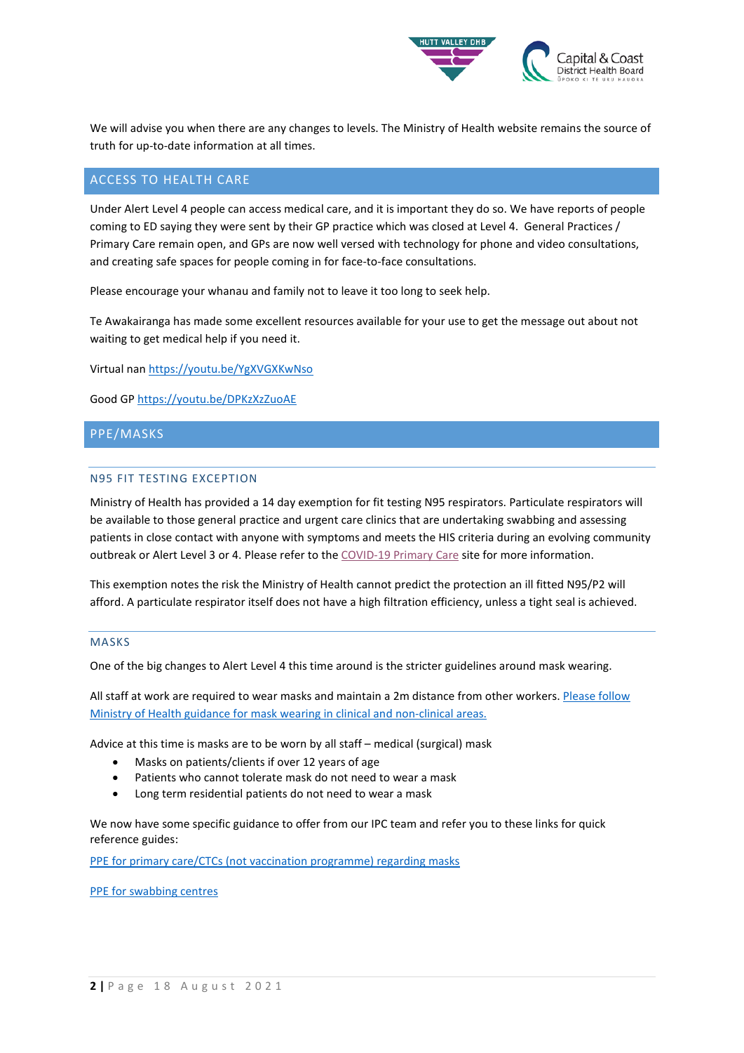We will advise you when there are any changes to levels. The Ministry of Health website remains the source of truth for up-to-date information at all times.

## ACCESS TO HEALTH CARE

Under Alert Level 4 people can access medical care, and it is important they do so. We have reports of people coming to ED saying they were sent by their GP practice which was closed at Level 4. General Practices / Primary Care remain open, and GPs are now well versed with technology for phone and video consultations, and creating safe spaces for people coming in for face-to-face consultations.

Please encourage your whanau and family not to leave it too long to seek help.

Te Awakairanga has made some excellent resources available for your use to get the message out about not waiting to get medical help if you need it.

Virtual nan https://youtu.be/YgXVGXKwNso

Good GP https://youtu.be/DPKzXzZuoAE

## PPE/MASKS

### N95 FIT TESTING EXCEPTION

Ministry of Health has provided a 14 day exemption for fit testing N95 respirators. Particulate respirators will be available to those general practice and urgent care clinics that are undertaking swabbing and assessing patients in close contact with anyone with symptoms and meets the HIS criteria during an evolving community outbreak or Alert Level 3 or 4. Please refer to the COVID-19 Primary Care site for more information.

This exemption notes the risk the Ministry of Health cannot predict the protection an ill fitted N95/P2 will afford. A particulate respirator itself does not have a high filtration efficiency, unless a tight seal is achieved.

### MASKS

One of the big changes to Alert Level 4 this time around is the stricter guidelines around mask wearing.

All staff at work are required to wear masks and maintain a 2m distance from other workers. Please follow Ministry of Health guidance for mask wearing in clinical and non-clinical areas.

Advice at this time is masks are to be worn by all staff – medical (surgical) mask

- Masks on patients/clients if over 12 years of age
- Patients who cannot tolerate mask do not need to wear a mask
- Long term residential patients do not need to wear a mask

We now have some specific guidance to offer from our IPC team and refer you to these links for quick reference guides:

PPE for primary care/CTCs (not vaccination programme) regarding masks

PPE for swabbing centres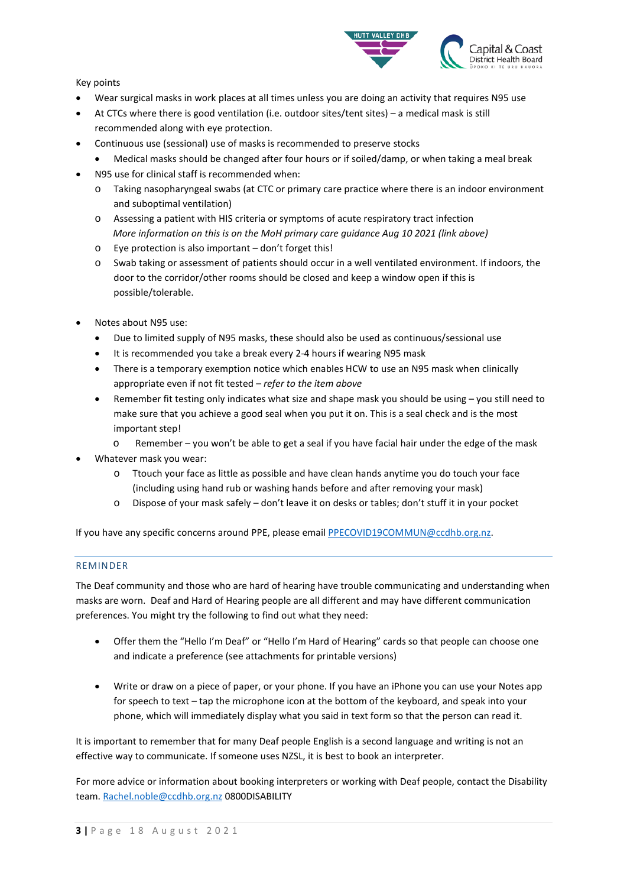Key points

- Wear surgical masks in work places at all times unless you are doing an activity that requires N95 use
- At CTCs where there is good ventilation (i.e. outdoor sites/tent sites) – a medical mask is still recommended along with eye protection.
- Continuous use (sessional) use of masks is recommended to preserve stocks
    - Medical masks should be changed after four hours or if soiled/damp, or when taking a meal break
- N95 use for clinical staff is recommended when:
    - Taking nasopharyngeal swabs (at CTC or primary care practice where there is an indoor environment and suboptimal ventilation)
    - Assessing a patient with HIS criteria or symptoms of acute respiratory tract infection
      *More information on this is on the MoH primary care guidance Aug 10 2021 (link above)*
    - Eye protection is also important – don't forget this!
    - Swab taking or assessment of patients should occur in a well ventilated environment. If indoors, the door to the corridor/other rooms should be closed and keep a window open if this is possible/tolerable.

- Notes about N95 use:
    - Due to limited supply of N95 masks, these should also be used as continuous/sessional use
    - It is recommended you take a break every 2-4 hours if wearing N95 mask
    - There is a temporary exemption notice which enables HCW to use an N95 mask when clinically appropriate even if not fit tested – *refer to the item above*
    - Remember fit testing only indicates what size and shape mask you should be using – you still need to make sure that you achieve a good seal when you put it on. This is a seal check and is the most important step!
        - Remember – you won't be able to get a seal if you have facial hair under the edge of the mask
- Whatever mask you wear:
    - Ttouch your face as little as possible and have clean hands anytime you do touch your face (including using hand rub or washing hands before and after removing your mask)
    - Dispose of your mask safely – don't leave it on desks or tables; don't stuff it in your pocket

If you have any specific concerns around PPE, please email PPECOVID19COMMUN@ccdhb.org.nz.

---

## REMINDER

The Deaf community and those who are hard of hearing have trouble communicating and understanding when masks are worn. Deaf and Hard of Hearing people are all different and may have different communication preferences. You might try the following to find out what they need:

- Offer them the "Hello I'm Deaf" or "Hello I'm Hard of Hearing" cards so that people can choose one and indicate a preference (see attachments for printable versions)

- Write or draw on a piece of paper, or your phone. If you have an iPhone you can use your Notes app for speech to text – tap the microphone icon at the bottom of the keyboard, and speak into your phone, which will immediately display what you said in text form so that the person can read it.

It is important to remember that for many Deaf people English is a second language and writing is not an effective way to communicate. If someone uses NZSL, it is best to book an interpreter.

For more advice or information about booking interpreters or working with Deaf people, contact the Disability team. Rachel.noble@ccdhb.org.nz 0800DISABILITY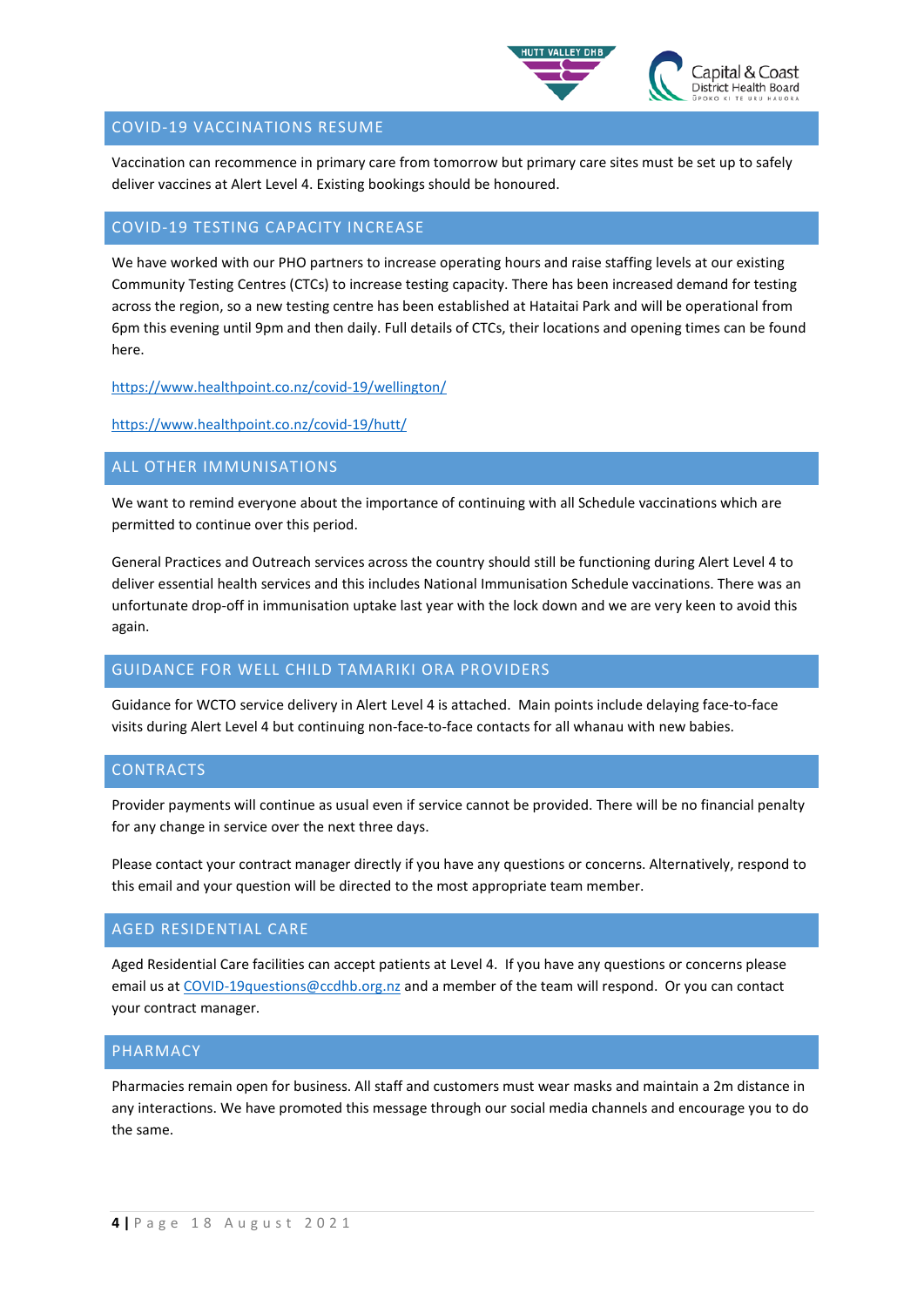## COVID-19 VACCINATIONS RESUME

Vaccination can recommence in primary care from tomorrow but primary care sites must be set up to safely deliver vaccines at Alert Level 4. Existing bookings should be honoured.

## COVID-19 TESTING CAPACITY INCREASE

We have worked with our PHO partners to increase operating hours and raise staffing levels at our existing Community Testing Centres (CTCs) to increase testing capacity. There has been increased demand for testing across the region, so a new testing centre has been established at Hataitai Park and will be operational from 6pm this evening until 9pm and then daily. Full details of CTCs, their locations and opening times can be found here.

https://www.healthpoint.co.nz/covid-19/wellington/

https://www.healthpoint.co.nz/covid-19/hutt/

## ALL OTHER IMMUNISATIONS

We want to remind everyone about the importance of continuing with all Schedule vaccinations which are permitted to continue over this period.

General Practices and Outreach services across the country should still be functioning during Alert Level 4 to deliver essential health services and this includes National Immunisation Schedule vaccinations. There was an unfortunate drop-off in immunisation uptake last year with the lock down and we are very keen to avoid this again.

## GUIDANCE FOR WELL CHILD TAMARIKI ORA PROVIDERS

Guidance for WCTO service delivery in Alert Level 4 is attached. Main points include delaying face-to-face visits during Alert Level 4 but continuing non-face-to-face contacts for all whanau with new babies.

## CONTRACTS

Provider payments will continue as usual even if service cannot be provided. There will be no financial penalty for any change in service over the next three days.

Please contact your contract manager directly if you have any questions or concerns. Alternatively, respond to this email and your question will be directed to the most appropriate team member.

## AGED RESIDENTIAL CARE

Aged Residential Care facilities can accept patients at Level 4. If you have any questions or concerns please email us at COVID-19questions@ccdhb.org.nz and a member of the team will respond. Or you can contact your contract manager.

## PHARMACY

Pharmacies remain open for business. All staff and customers must wear masks and maintain a 2m distance in any interactions. We have promoted this message through our social media channels and encourage you to do the same.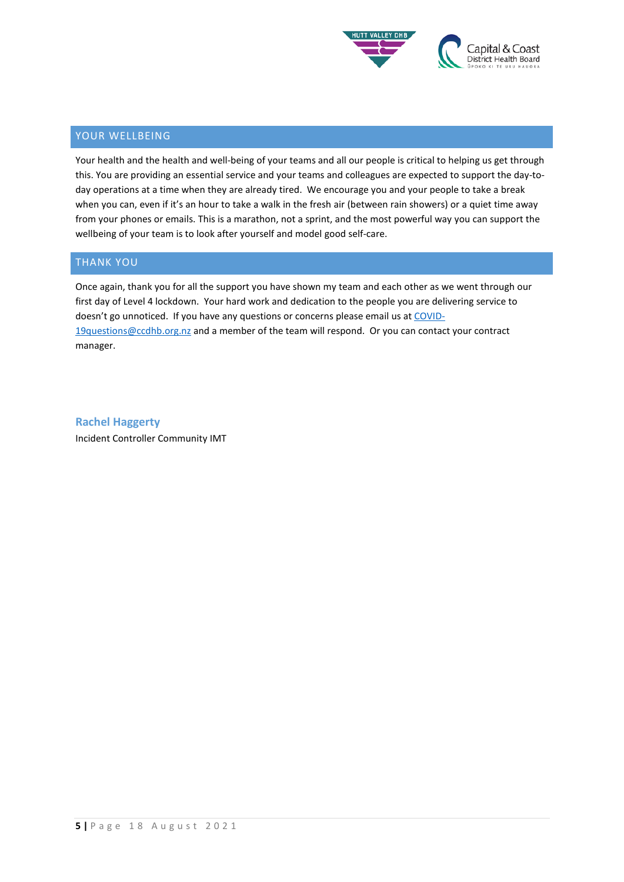## YOUR WELLBEING

Your health and the health and well-being of your teams and all our people is critical to helping us get through this. You are providing an essential service and your teams and colleagues are expected to support the day-to-day operations at a time when they are already tired. We encourage you and your people to take a break when you can, even if it's an hour to take a walk in the fresh air (between rain showers) or a quiet time away from your phones or emails. This is a marathon, not a sprint, and the most powerful way you can support the wellbeing of your team is to look after yourself and model good self-care.

## THANK YOU

Once again, thank you for all the support you have shown my team and each other as we went through our first day of Level 4 lockdown. Your hard work and dedication to the people you are delivering service to doesn't go unnoticed. If you have any questions or concerns please email us at COVID-19questions@ccdhb.org.nz and a member of the team will respond. Or you can contact your contract manager.

**Rachel Haggerty**

Incident Controller Community IMT